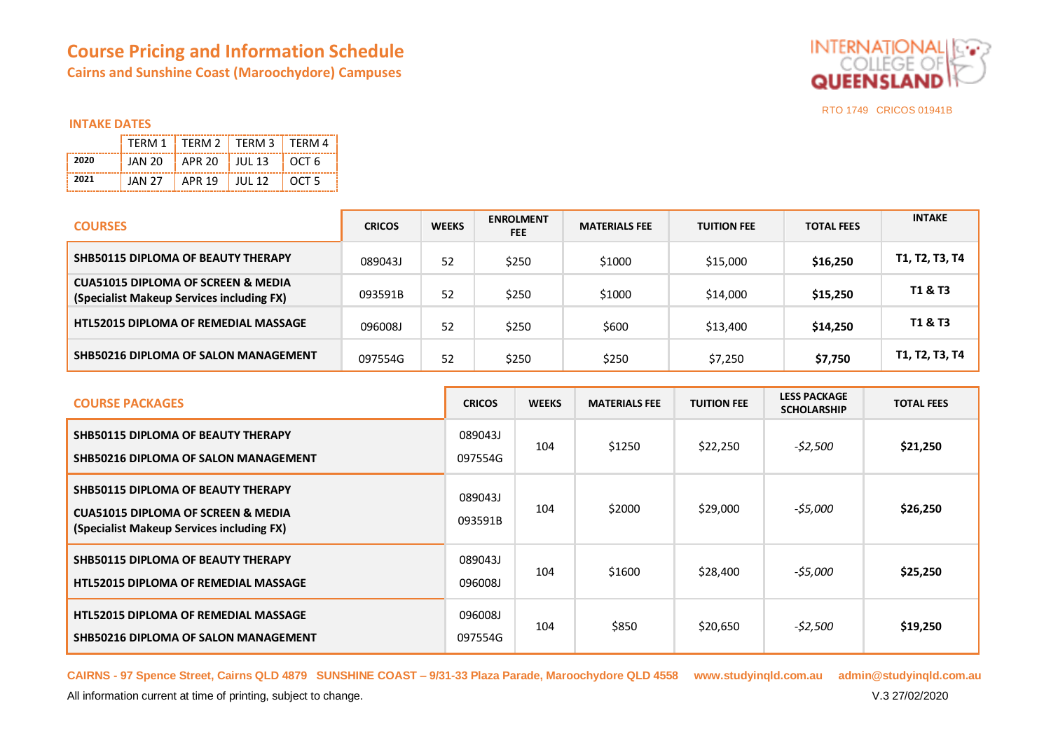# Course Pricing and Information Schedule

## Cairns and Sunshine Coast (Maroochydore) Campuses

INTERNATIONAL COLLEGE OF QUEENSLAND

RTO 1749 CRICOS 01941B

### INTAKE DATES

| | TERM 1 | TERM 2 | TERM 3 | TERM 4 |
|---|---|---|---|---|
| **2020** | JAN 20 | APR 20 | JUL 13 | OCT 6 |
| **2021** | JAN 27 | APR 19 | JUL 12 | OCT 5 |

| COURSES | CRICOS | WEEKS | ENROLMENT FEE | MATERIALS FEE | TUITION FEE | TOTAL FEES | INTAKE |
|---|---|---|---|---|---|---|---|
| **SHB50115 DIPLOMA OF BEAUTY THERAPY** | 089043J | 52 | $250 | $1000 | $15,000 | **$16,250** | **T1, T2, T3, T4** |
| **CUA51015 DIPLOMA OF SCREEN & MEDIA (Specialist Makeup Services including FX)** | 093591B | 52 | $250 | $1000 | $14,000 | **$15,250** | **T1 & T3** |
| **HTL52015 DIPLOMA OF REMEDIAL MASSAGE** | 096008J | 52 | $250 | $600 | $13,400 | **$14,250** | **T1 & T3** |
| **SHB50216 DIPLOMA OF SALON MANAGEMENT** | 097554G | 52 | $250 | $250 | $7,250 | **$7,750** | **T1, T2, T3, T4** |

| COURSE PACKAGES | CRICOS | WEEKS | MATERIALS FEE | TUITION FEE | LESS PACKAGE SCHOLARSHIP | TOTAL FEES |
|---|---|---|---|---|---|---|
| **SHB50115 DIPLOMA OF BEAUTY THERAPY**<br>**SHB50216 DIPLOMA OF SALON MANAGEMENT** | 089043J<br>097554G | 104 | $1250 | $22,250 | *-$2,500* | **$21,250** |
| **SHB50115 DIPLOMA OF BEAUTY THERAPY**<br>**CUA51015 DIPLOMA OF SCREEN & MEDIA (Specialist Makeup Services including FX)** | 089043J<br>093591B | 104 | $2000 | $29,000 | *-$5,000* | **$26,250** |
| **SHB50115 DIPLOMA OF BEAUTY THERAPY**<br>**HTL52015 DIPLOMA OF REMEDIAL MASSAGE** | 089043J<br>096008J | 104 | $1600 | $28,400 | *-$5,000* | **$25,250** |
| **HTL52015 DIPLOMA OF REMEDIAL MASSAGE**<br>**SHB50216 DIPLOMA OF SALON MANAGEMENT** | 096008J<br>097554G | 104 | $850 | $20,650 | *-$2,500* | **$19,250** |

**CAIRNS - 97 Spence Street, Cairns QLD 4879 SUNSHINE COAST – 9/31-33 Plaza Parade, Maroochydore QLD 4558 www.studyinqld.com.au admin@studyinqld.com.au**

All information current at time of printing, subject to change. V.3 27/02/2020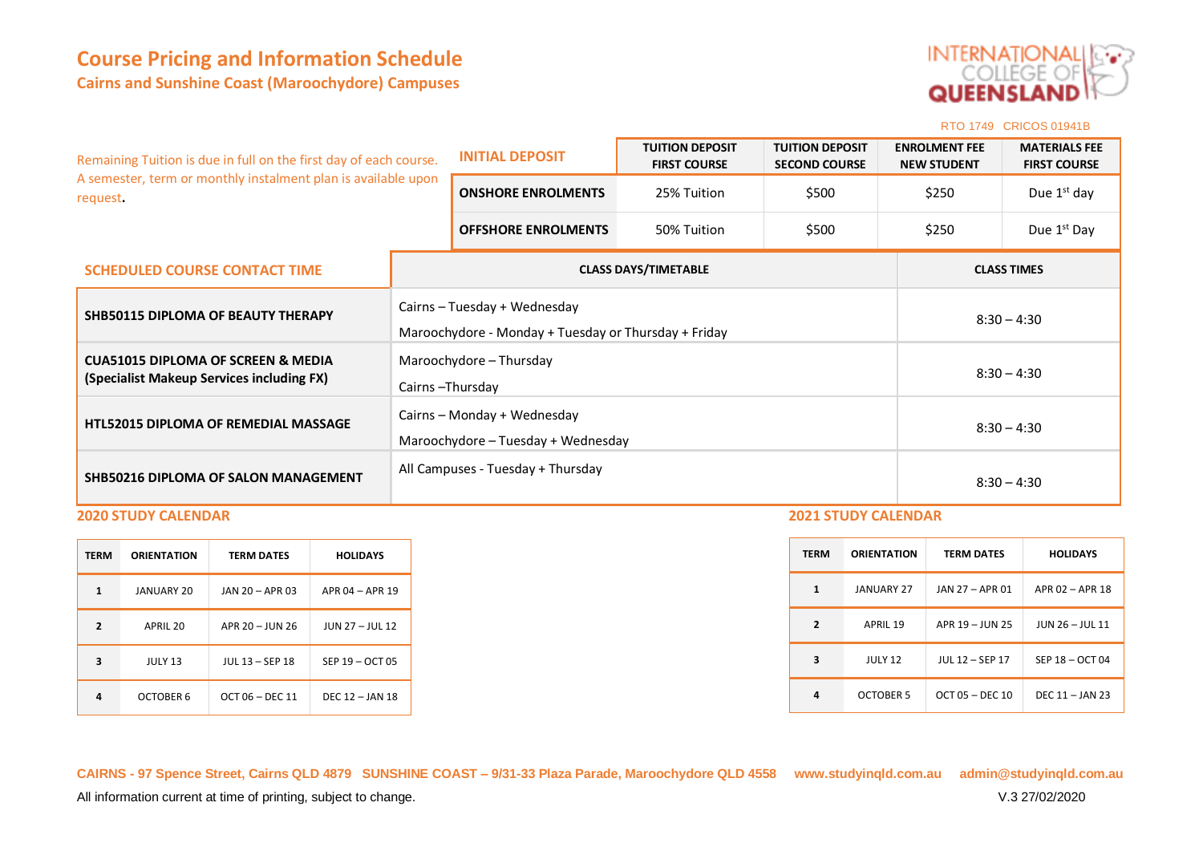# Course Pricing and Information Schedule

## Cairns and Sunshine Coast (Maroochydore) Campuses

RTO 1749 CRICOS 01941B

Remaining Tuition is due in full on the first day of each course. A semester, term or monthly instalment plan is available upon request**.**

| INITIAL DEPOSIT | TUITION DEPOSIT FIRST COURSE | TUITION DEPOSIT SECOND COURSE | ENROLMENT FEE NEW STUDENT | MATERIALS FEE FIRST COURSE |
|---|---|---|---|---|
| **ONSHORE ENROLMENTS** | 25% Tuition | $500 | $250 | Due 1st day |
| **OFFSHORE ENROLMENTS** | 50% Tuition | $500 | $250 | Due 1st Day |

| SCHEDULED COURSE CONTACT TIME | CLASS DAYS/TIMETABLE | CLASS TIMES |
|---|---|---|
| **SHB50115 DIPLOMA OF BEAUTY THERAPY** | Cairns – Tuesday + Wednesday<br>Maroochydore - Monday + Tuesday or Thursday + Friday | 8:30 – 4:30 |
| **CUA51015 DIPLOMA OF SCREEN & MEDIA (Specialist Makeup Services including FX)** | Maroochydore – Thursday<br>Cairns –Thursday | 8:30 – 4:30 |
| **HTL52015 DIPLOMA OF REMEDIAL MASSAGE** | Cairns – Monday + Wednesday<br>Maroochydore – Tuesday + Wednesday | 8:30 – 4:30 |
| **SHB50216 DIPLOMA OF SALON MANAGEMENT** | All Campuses - Tuesday + Thursday | 8:30 – 4:30 |

### 2020 STUDY CALENDAR

| TERM | ORIENTATION | TERM DATES | HOLIDAYS |
|---|---|---|---|
| 1 | JANUARY 20 | JAN 20 – APR 03 | APR 04 – APR 19 |
| 2 | APRIL 20 | APR 20 – JUN 26 | JUN 27 – JUL 12 |
| 3 | JULY 13 | JUL 13 – SEP 18 | SEP 19 – OCT 05 |
| 4 | OCTOBER 6 | OCT 06 – DEC 11 | DEC 12 – JAN 18 |

### 2021 STUDY CALENDAR

| TERM | ORIENTATION | TERM DATES | HOLIDAYS |
|---|---|---|---|
| 1 | JANUARY 27 | JAN 27 – APR 01 | APR 02 – APR 18 |
| 2 | APRIL 19 | APR 19 – JUN 25 | JUN 26 – JUL 11 |
| 3 | JULY 12 | JUL 12 – SEP 17 | SEP 18 – OCT 04 |
| 4 | OCTOBER 5 | OCT 05 – DEC 10 | DEC 11 – JAN 23 |

**CAIRNS - 97 Spence Street, Cairns QLD 4879 SUNSHINE COAST – 9/31-33 Plaza Parade, Maroochydore QLD 4558 www.studyinqld.com.au admin@studyinqld.com.au**

All information current at time of printing, subject to change. V.3 27/02/2020